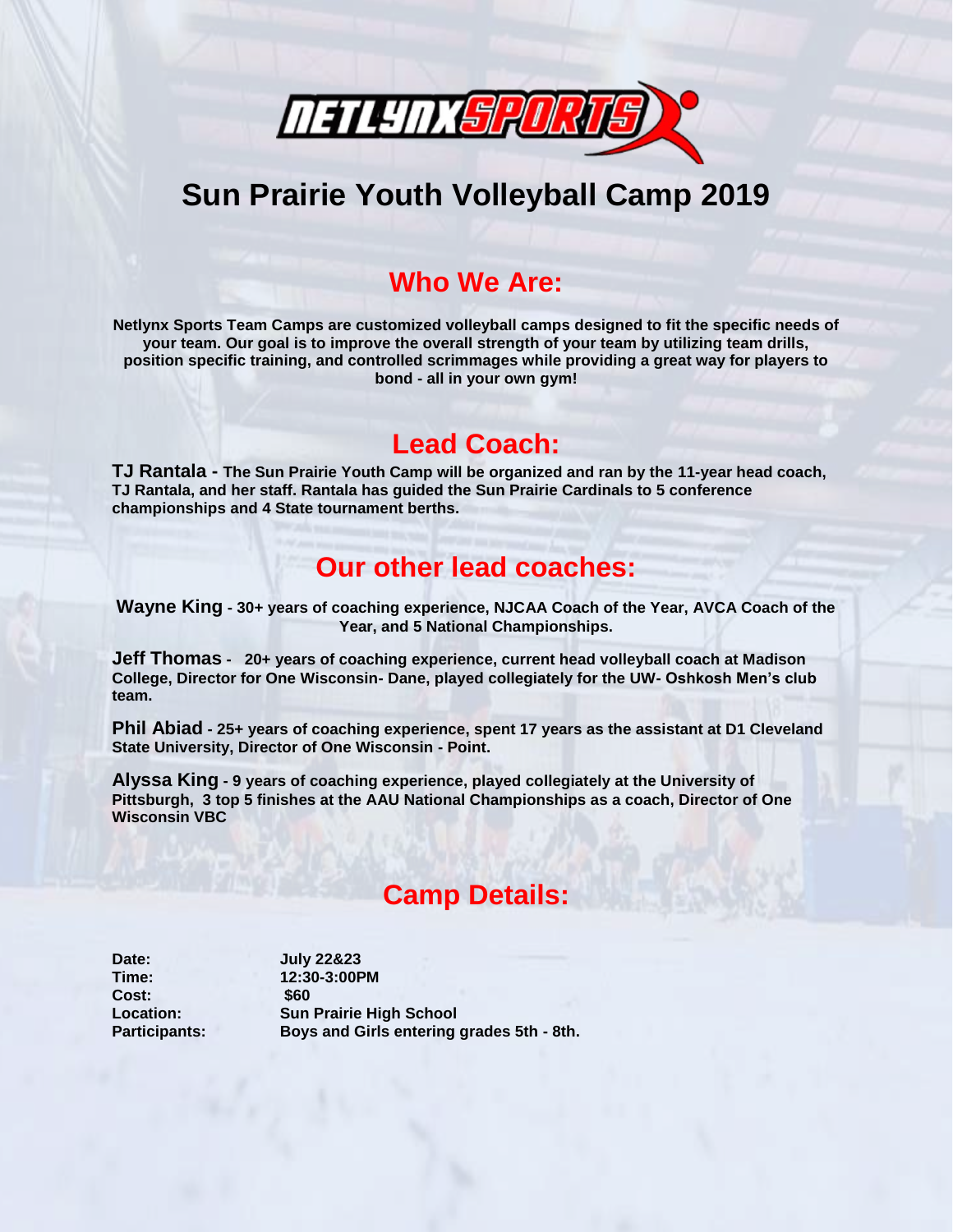# Sun Prairie Youth Volleyball Camp 2019

## Who We Are:

**Netlynx Sports Team Camps are customized volleyball camps designed to fit the specific needs of your team. Our goal is to improve the overall strength of your team by utilizing team drills, position specific training, and controlled scrimmages while providing a great way for players to bond - all in your own gym!**

## Lead Coach:

**TJ Rantala - The Sun Prairie Youth Camp will be organized and ran by the 11-year head coach, TJ Rantala, and her staff. Rantala has guided the Sun Prairie Cardinals to 5 conference championships and 4 State tournament berths.**

## Our other lead coaches:

**Wayne King - 30+ years of coaching experience, NJCAA Coach of the Year, AVCA Coach of the Year, and 5 National Championships.**

**Jeff Thomas - 20+ years of coaching experience, current head volleyball coach at Madison College, Director for One Wisconsin- Dane, played collegiately for the UW- Oshkosh Men's club team.**

**Phil Abiad - 25+ years of coaching experience, spent 17 years as the assistant at D1 Cleveland State University, Director of One Wisconsin - Point.**

**Alyssa King - 9 years of coaching experience, played collegiately at the University of Pittsburgh, 3 top 5 finishes at the AAU National Championships as a coach, Director of One Wisconsin VBC**

## Camp Details:

**Date:** July 22&23
**Time:** 12:30-3:00PM
**Cost:** $60
**Location:** Sun Prairie High School
**Participants:** Boys and Girls entering grades 5th - 8th.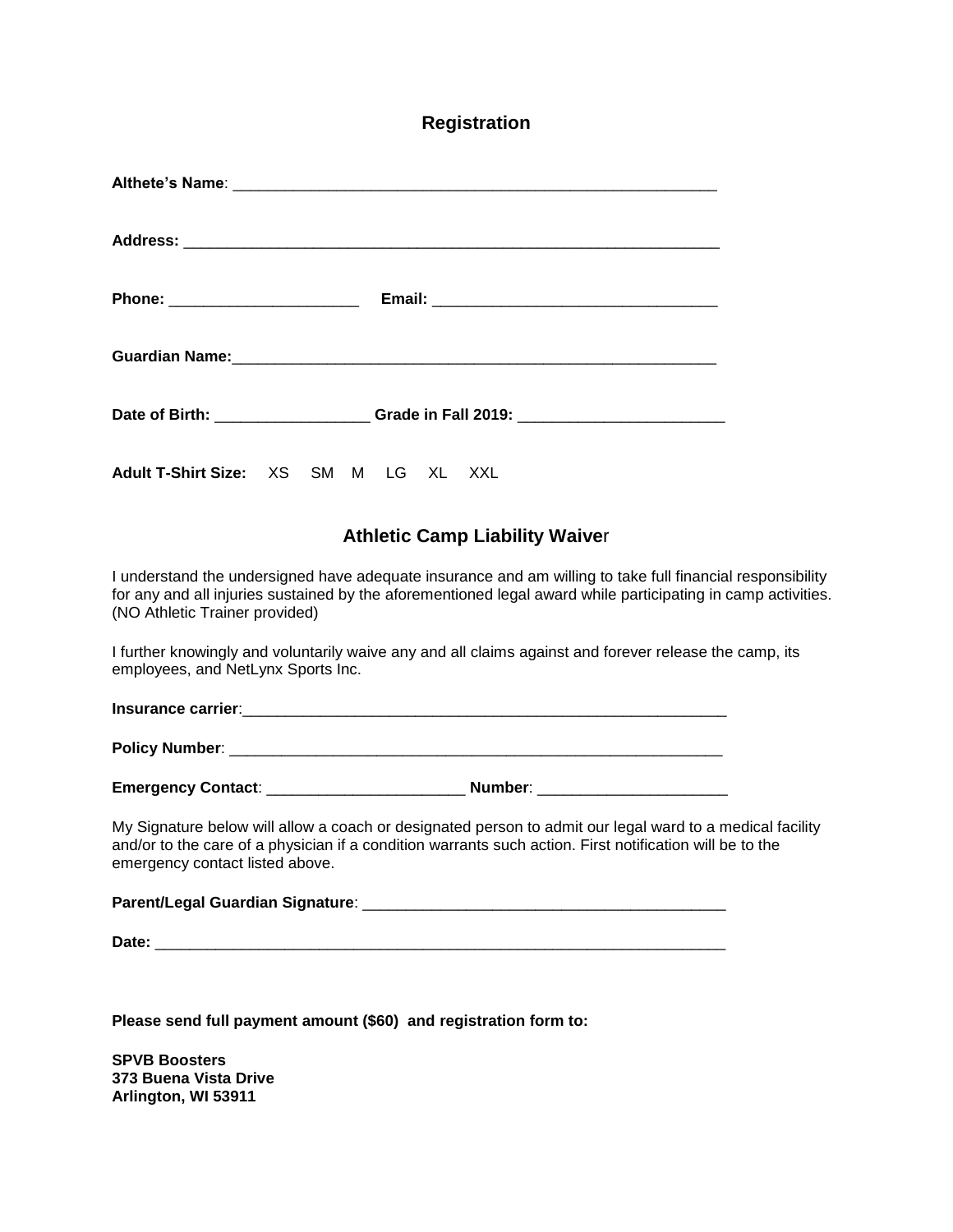## Registration

**Althete's Name**: ________________________________________________________

**Address:** ______________________________________________________________

**Phone:** ______________________ **Email:** _________________________________

**Guardian Name:**________________________________________________________

**Date of Birth:** _________________ **Grade in Fall 2019:** _______________________

**Adult T-Shirt Size:** XS SM M LG XL XXL

## Athletic Camp Liability Waiver

I understand the undersigned have adequate insurance and am willing to take full financial responsibility for any and all injuries sustained by the aforementioned legal award while participating in camp activities. (NO Athletic Trainer provided)

I further knowingly and voluntarily waive any and all claims against and forever release the camp, its employees, and NetLynx Sports Inc.

**Insurance carrier**:_______________________________________________________

**Policy Number**: _________________________________________________________

**Emergency Contact**: ______________________ **Number**: _____________________

My Signature below will allow a coach or designated person to admit our legal ward to a medical facility and/or to the care of a physician if a condition warrants such action. First notification will be to the emergency contact listed above.

**Parent/Legal Guardian Signature**: __________________________________________

**Date:** __________________________________________________________________

**Please send full payment amount ($60) and registration form to:**

**SPVB Boosters**
**373 Buena Vista Drive**
**Arlington, WI 53911**